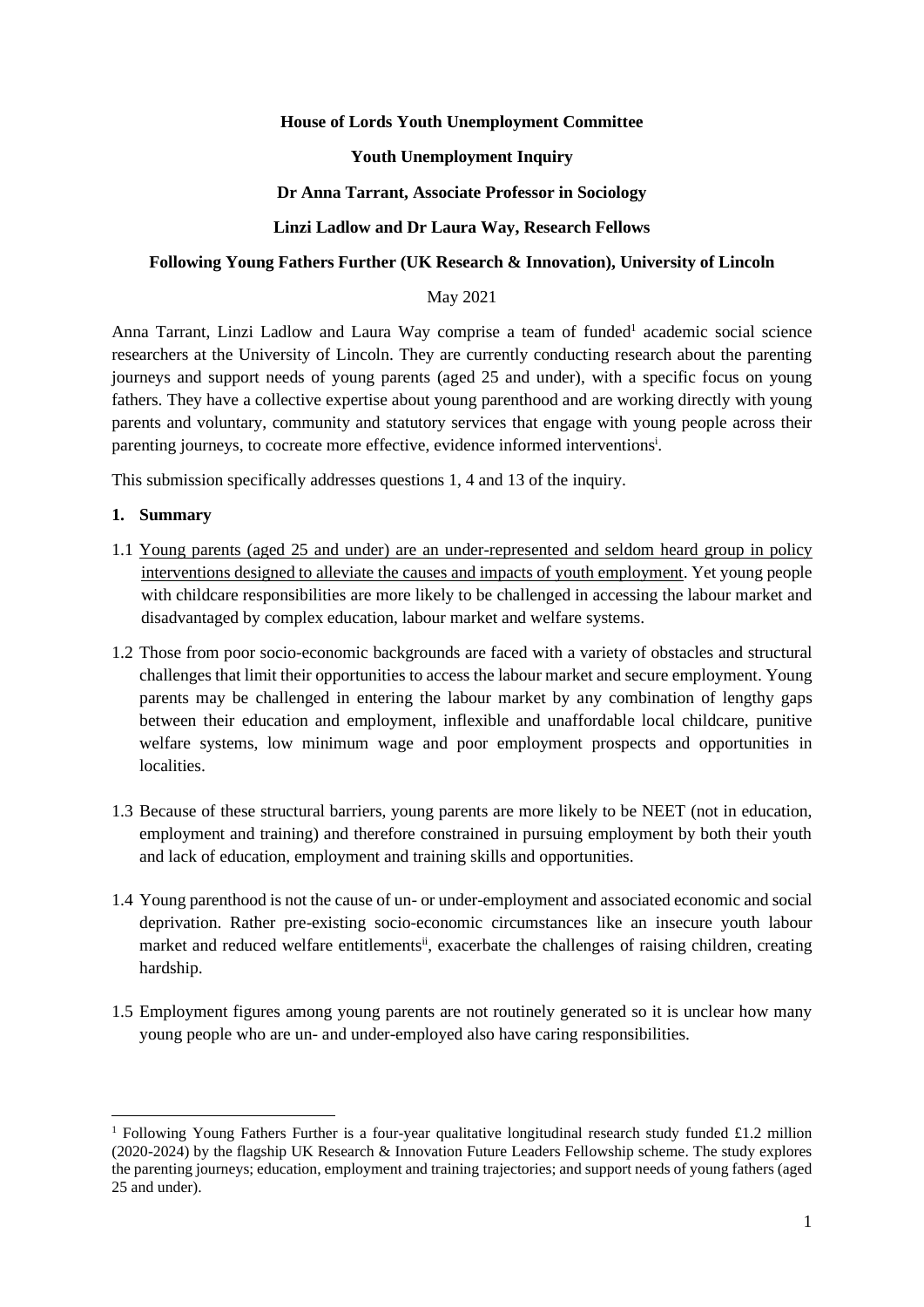**House of Lords Youth Unemployment Committee**

**Youth Unemployment Inquiry**

**Dr Anna Tarrant, Associate Professor in Sociology**

**Linzi Ladlow and Dr Laura Way, Research Fellows**

**Following Young Fathers Further (UK Research & Innovation), University of Lincoln**

May 2021

Anna Tarrant, Linzi Ladlow and Laura Way comprise a team of funded[1] academic social science researchers at the University of Lincoln. They are currently conducting research about the parenting journeys and support needs of young parents (aged 25 and under), with a specific focus on young fathers. They have a collective expertise about young parenthood and are working directly with young parents and voluntary, community and statutory services that engage with young people across their parenting journeys, to cocreate more effective, evidence informed interventions[i].

This submission specifically addresses questions 1, 4 and 13 of the inquiry.

## 1. Summary

1.1 Young parents (aged 25 and under) are an under-represented and seldom heard group in policy interventions designed to alleviate the causes and impacts of youth employment. Yet young people with childcare responsibilities are more likely to be challenged in accessing the labour market and disadvantaged by complex education, labour market and welfare systems.

1.2 Those from poor socio-economic backgrounds are faced with a variety of obstacles and structural challenges that limit their opportunities to access the labour market and secure employment. Young parents may be challenged in entering the labour market by any combination of lengthy gaps between their education and employment, inflexible and unaffordable local childcare, punitive welfare systems, low minimum wage and poor employment prospects and opportunities in localities.

1.3 Because of these structural barriers, young parents are more likely to be NEET (not in education, employment and training) and therefore constrained in pursuing employment by both their youth and lack of education, employment and training skills and opportunities.

1.4 Young parenthood is not the cause of un- or under-employment and associated economic and social deprivation. Rather pre-existing socio-economic circumstances like an insecure youth labour market and reduced welfare entitlements[ii], exacerbate the challenges of raising children, creating hardship.

1.5 Employment figures among young parents are not routinely generated so it is unclear how many young people who are un- and under-employed also have caring responsibilities.

---

[1] Following Young Fathers Further is a four-year qualitative longitudinal research study funded £1.2 million (2020-2024) by the flagship UK Research & Innovation Future Leaders Fellowship scheme. The study explores the parenting journeys; education, employment and training trajectories; and support needs of young fathers (aged 25 and under).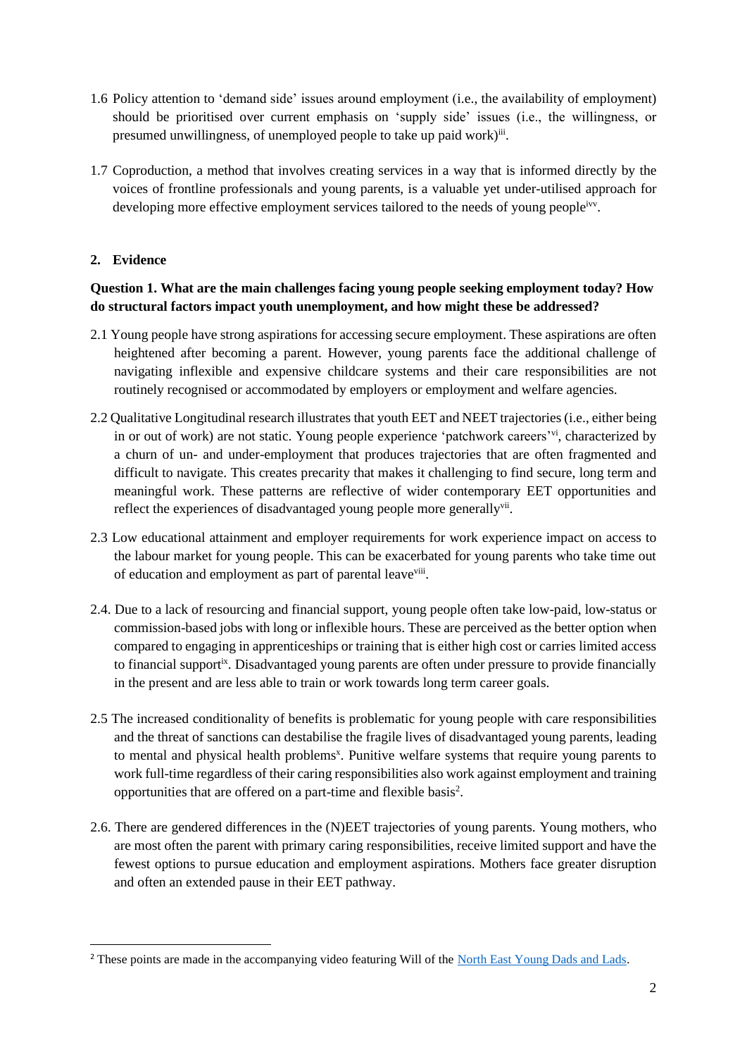1.6 Policy attention to 'demand side' issues around employment (i.e., the availability of employment) should be prioritised over current emphasis on 'supply side' issues (i.e., the willingness, or presumed unwillingness, of unemployed people to take up paid work)[iii].

1.7 Coproduction, a method that involves creating services in a way that is informed directly by the voices of frontline professionals and young parents, is a valuable yet under-utilised approach for developing more effective employment services tailored to the needs of young people[ivv].

## 2. Evidence

**Question 1. What are the main challenges facing young people seeking employment today? How do structural factors impact youth unemployment, and how might these be addressed?**

2.1 Young people have strong aspirations for accessing secure employment. These aspirations are often heightened after becoming a parent. However, young parents face the additional challenge of navigating inflexible and expensive childcare systems and their care responsibilities are not routinely recognised or accommodated by employers or employment and welfare agencies.

2.2 Qualitative Longitudinal research illustrates that youth EET and NEET trajectories (i.e., either being in or out of work) are not static. Young people experience 'patchwork careers'[vi], characterized by a churn of un- and under-employment that produces trajectories that are often fragmented and difficult to navigate. This creates precarity that makes it challenging to find secure, long term and meaningful work. These patterns are reflective of wider contemporary EET opportunities and reflect the experiences of disadvantaged young people more generally[vii].

2.3 Low educational attainment and employer requirements for work experience impact on access to the labour market for young people. This can be exacerbated for young parents who take time out of education and employment as part of parental leave[viii].

2.4. Due to a lack of resourcing and financial support, young people often take low-paid, low-status or commission-based jobs with long or inflexible hours. These are perceived as the better option when compared to engaging in apprenticeships or training that is either high cost or carries limited access to financial support[ix]. Disadvantaged young parents are often under pressure to provide financially in the present and are less able to train or work towards long term career goals.

2.5 The increased conditionality of benefits is problematic for young people with care responsibilities and the threat of sanctions can destabilise the fragile lives of disadvantaged young parents, leading to mental and physical health problems[x]. Punitive welfare systems that require young parents to work full-time regardless of their caring responsibilities also work against employment and training opportunities that are offered on a part-time and flexible basis[2].

2.6. There are gendered differences in the (N)EET trajectories of young parents. Young mothers, who are most often the parent with primary caring responsibilities, receive limited support and have the fewest options to pursue education and employment aspirations. Mothers face greater disruption and often an extended pause in their EET pathway.

---

[2] These points are made in the accompanying video featuring Will of the North East Young Dads and Lads.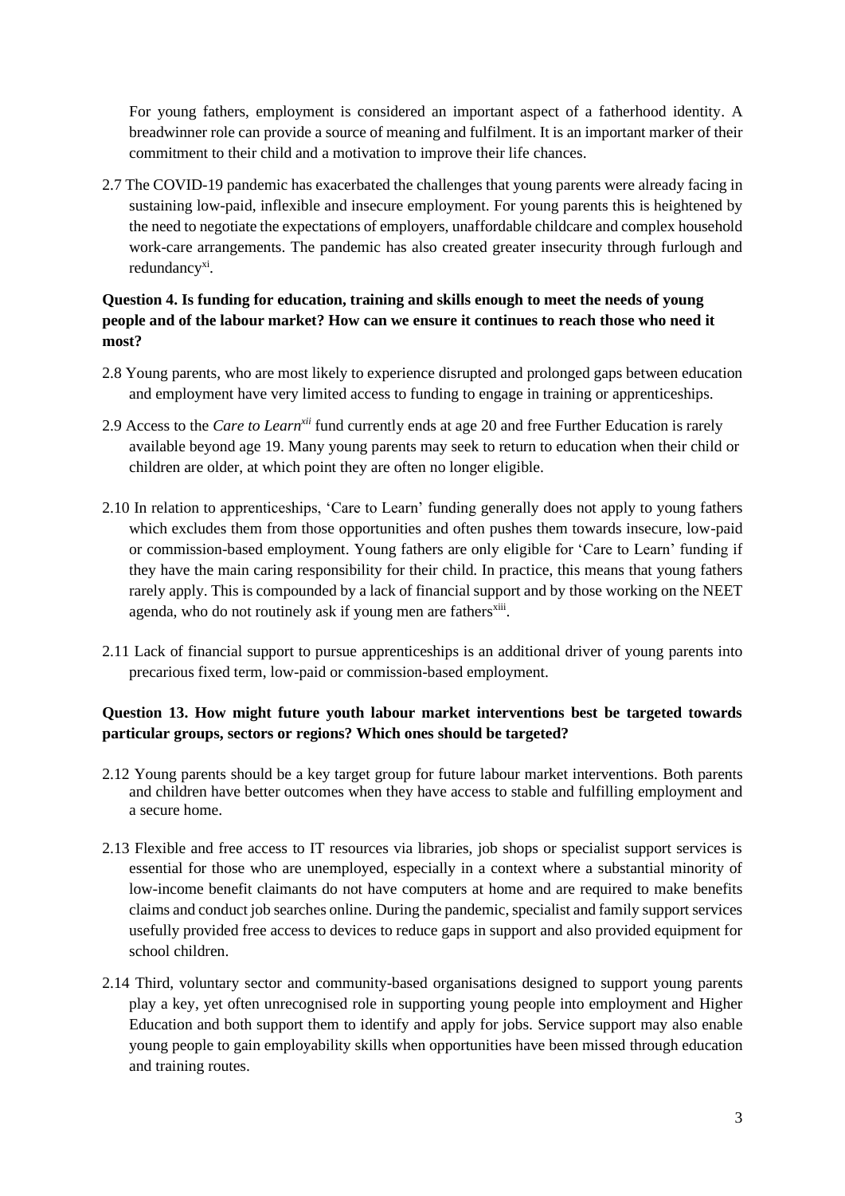For young fathers, employment is considered an important aspect of a fatherhood identity. A breadwinner role can provide a source of meaning and fulfilment. It is an important marker of their commitment to their child and a motivation to improve their life chances.

2.7 The COVID-19 pandemic has exacerbated the challenges that young parents were already facing in sustaining low-paid, inflexible and insecure employment. For young parents this is heightened by the need to negotiate the expectations of employers, unaffordable childcare and complex household work-care arrangements. The pandemic has also created greater insecurity through furlough and redundancy[xi].

**Question 4. Is funding for education, training and skills enough to meet the needs of young people and of the labour market? How can we ensure it continues to reach those who need it most?**

2.8 Young parents, who are most likely to experience disrupted and prolonged gaps between education and employment have very limited access to funding to engage in training or apprenticeships.

2.9 Access to the *Care to Learn*[xii] fund currently ends at age 20 and free Further Education is rarely available beyond age 19. Many young parents may seek to return to education when their child or children are older, at which point they are often no longer eligible.

2.10 In relation to apprenticeships, 'Care to Learn' funding generally does not apply to young fathers which excludes them from those opportunities and often pushes them towards insecure, low-paid or commission-based employment. Young fathers are only eligible for 'Care to Learn' funding if they have the main caring responsibility for their child. In practice, this means that young fathers rarely apply. This is compounded by a lack of financial support and by those working on the NEET agenda, who do not routinely ask if young men are fathers[xiii].

2.11 Lack of financial support to pursue apprenticeships is an additional driver of young parents into precarious fixed term, low-paid or commission-based employment.

**Question 13. How might future youth labour market interventions best be targeted towards particular groups, sectors or regions? Which ones should be targeted?**

2.12 Young parents should be a key target group for future labour market interventions. Both parents and children have better outcomes when they have access to stable and fulfilling employment and a secure home.

2.13 Flexible and free access to IT resources via libraries, job shops or specialist support services is essential for those who are unemployed, especially in a context where a substantial minority of low-income benefit claimants do not have computers at home and are required to make benefits claims and conduct job searches online. During the pandemic, specialist and family support services usefully provided free access to devices to reduce gaps in support and also provided equipment for school children.

2.14 Third, voluntary sector and community-based organisations designed to support young parents play a key, yet often unrecognised role in supporting young people into employment and Higher Education and both support them to identify and apply for jobs. Service support may also enable young people to gain employability skills when opportunities have been missed through education and training routes.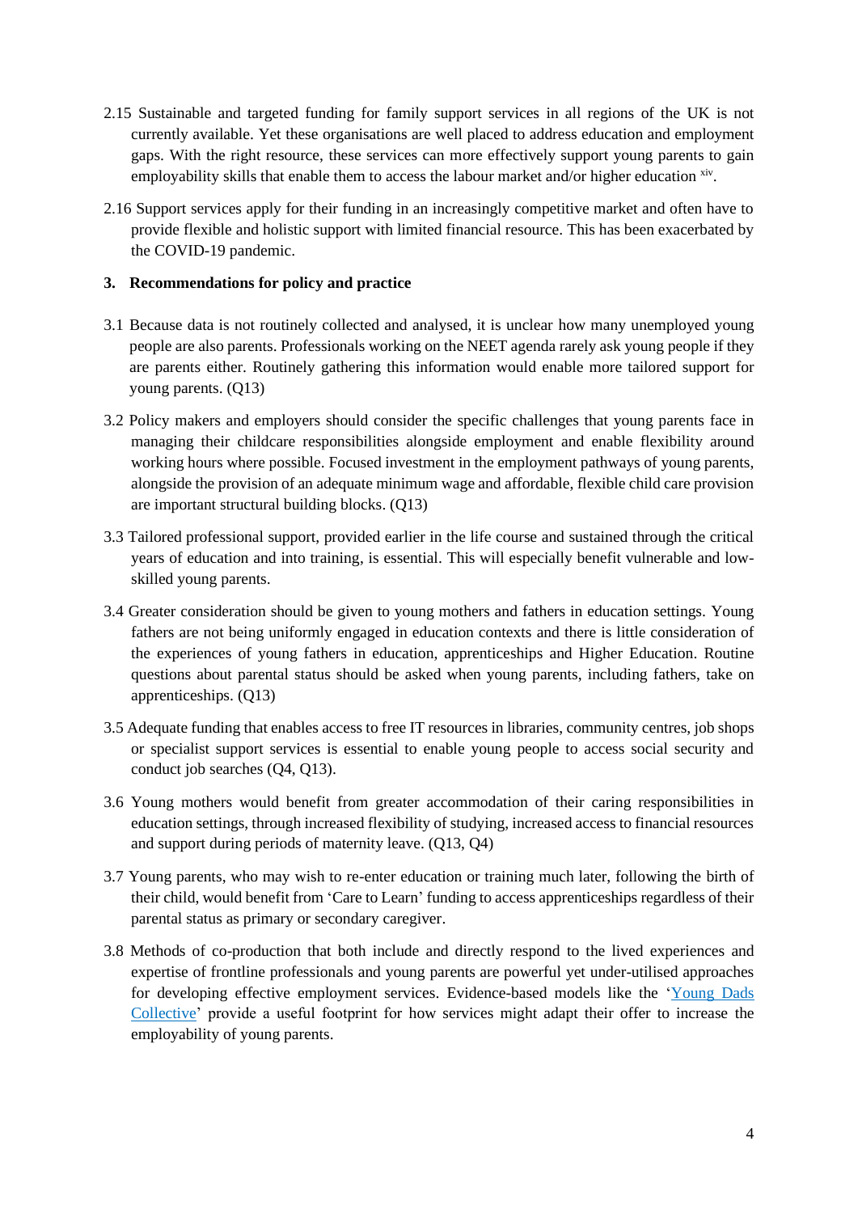2.15 Sustainable and targeted funding for family support services in all regions of the UK is not currently available. Yet these organisations are well placed to address education and employment gaps. With the right resource, these services can more effectively support young parents to gain employability skills that enable them to access the labour market and/or higher education [xiv].

2.16 Support services apply for their funding in an increasingly competitive market and often have to provide flexible and holistic support with limited financial resource. This has been exacerbated by the COVID-19 pandemic.

## 3. Recommendations for policy and practice

3.1 Because data is not routinely collected and analysed, it is unclear how many unemployed young people are also parents. Professionals working on the NEET agenda rarely ask young people if they are parents either. Routinely gathering this information would enable more tailored support for young parents. (Q13)

3.2 Policy makers and employers should consider the specific challenges that young parents face in managing their childcare responsibilities alongside employment and enable flexibility around working hours where possible. Focused investment in the employment pathways of young parents, alongside the provision of an adequate minimum wage and affordable, flexible child care provision are important structural building blocks. (Q13)

3.3 Tailored professional support, provided earlier in the life course and sustained through the critical years of education and into training, is essential. This will especially benefit vulnerable and low-skilled young parents.

3.4 Greater consideration should be given to young mothers and fathers in education settings. Young fathers are not being uniformly engaged in education contexts and there is little consideration of the experiences of young fathers in education, apprenticeships and Higher Education. Routine questions about parental status should be asked when young parents, including fathers, take on apprenticeships. (Q13)

3.5 Adequate funding that enables access to free IT resources in libraries, community centres, job shops or specialist support services is essential to enable young people to access social security and conduct job searches (Q4, Q13).

3.6 Young mothers would benefit from greater accommodation of their caring responsibilities in education settings, through increased flexibility of studying, increased access to financial resources and support during periods of maternity leave. (Q13, Q4)

3.7 Young parents, who may wish to re-enter education or training much later, following the birth of their child, would benefit from 'Care to Learn' funding to access apprenticeships regardless of their parental status as primary or secondary caregiver.

3.8 Methods of co-production that both include and directly respond to the lived experiences and expertise of frontline professionals and young parents are powerful yet under-utilised approaches for developing effective employment services. Evidence-based models like the 'Young Dads Collective' provide a useful footprint for how services might adapt their offer to increase the employability of young parents.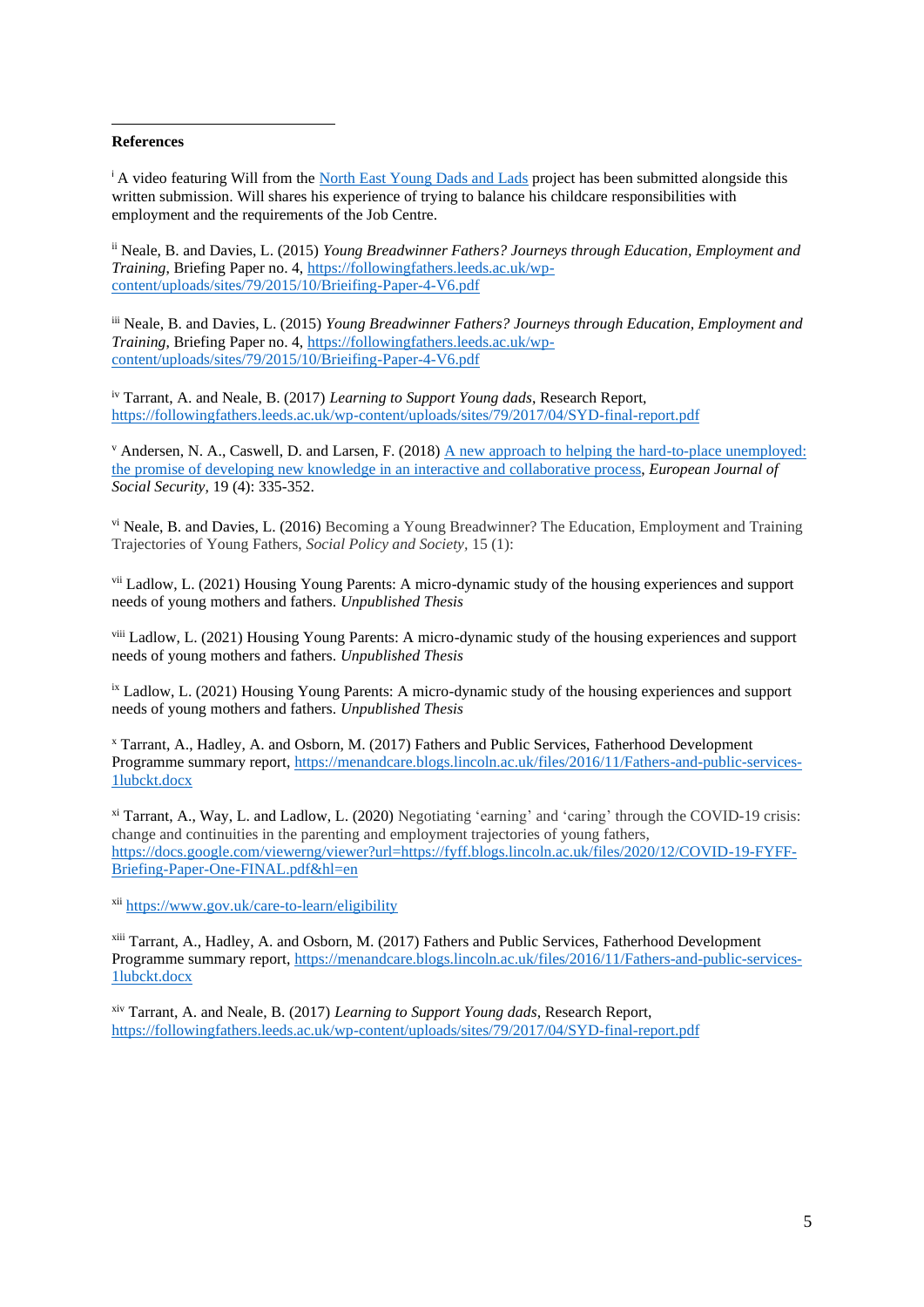**References**

[i] A video featuring Will from the North East Young Dads and Lads project has been submitted alongside this written submission. Will shares his experience of trying to balance his childcare responsibilities with employment and the requirements of the Job Centre.

[ii] Neale, B. and Davies, L. (2015) *Young Breadwinner Fathers? Journeys through Education, Employment and Training*, Briefing Paper no. 4, https://followingfathers.leeds.ac.uk/wp-content/uploads/sites/79/2015/10/Brieifing-Paper-4-V6.pdf

[iii] Neale, B. and Davies, L. (2015) *Young Breadwinner Fathers? Journeys through Education, Employment and Training*, Briefing Paper no. 4, https://followingfathers.leeds.ac.uk/wp-content/uploads/sites/79/2015/10/Brieifing-Paper-4-V6.pdf

[iv] Tarrant, A. and Neale, B. (2017) *Learning to Support Young dads*, Research Report, https://followingfathers.leeds.ac.uk/wp-content/uploads/sites/79/2017/04/SYD-final-report.pdf

[v] Andersen, N. A., Caswell, D. and Larsen, F. (2018) A new approach to helping the hard-to-place unemployed: the promise of developing new knowledge in an interactive and collaborative process, *European Journal of Social Security*, 19 (4): 335-352.

[vi] Neale, B. and Davies, L. (2016) Becoming a Young Breadwinner? The Education, Employment and Training Trajectories of Young Fathers, *Social Policy and Society*, 15 (1):

[vii] Ladlow, L. (2021) Housing Young Parents: A micro-dynamic study of the housing experiences and support needs of young mothers and fathers. *Unpublished Thesis*

[viii] Ladlow, L. (2021) Housing Young Parents: A micro-dynamic study of the housing experiences and support needs of young mothers and fathers. *Unpublished Thesis*

[ix] Ladlow, L. (2021) Housing Young Parents: A micro-dynamic study of the housing experiences and support needs of young mothers and fathers. *Unpublished Thesis*

[x] Tarrant, A., Hadley, A. and Osborn, M. (2017) Fathers and Public Services, Fatherhood Development Programme summary report, https://menandcare.blogs.lincoln.ac.uk/files/2016/11/Fathers-and-public-services-1lubckt.docx

[xi] Tarrant, A., Way, L. and Ladlow, L. (2020) Negotiating 'earning' and 'caring' through the COVID-19 crisis: change and continuities in the parenting and employment trajectories of young fathers, https://docs.google.com/viewerng/viewer?url=https://fyff.blogs.lincoln.ac.uk/files/2020/12/COVID-19-FYFF-Briefing-Paper-One-FINAL.pdf&hl=en

[xii] https://www.gov.uk/care-to-learn/eligibility

[xiii] Tarrant, A., Hadley, A. and Osborn, M. (2017) Fathers and Public Services, Fatherhood Development Programme summary report, https://menandcare.blogs.lincoln.ac.uk/files/2016/11/Fathers-and-public-services-1lubckt.docx

[xiv] Tarrant, A. and Neale, B. (2017) *Learning to Support Young dads*, Research Report, https://followingfathers.leeds.ac.uk/wp-content/uploads/sites/79/2017/04/SYD-final-report.pdf